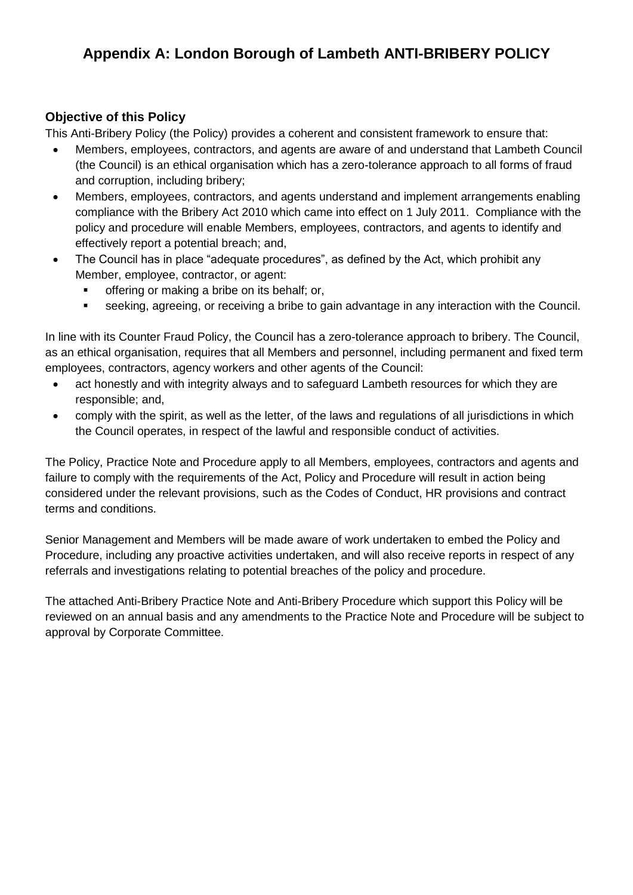# Appendix A: London Borough of Lambeth ANTI-BRIBERY POLICY

### Objective of this Policy

This Anti-Bribery Policy (the Policy) provides a coherent and consistent framework to ensure that:

- Members, employees, contractors, and agents are aware of and understand that Lambeth Council (the Council) is an ethical organisation which has a zero-tolerance approach to all forms of fraud and corruption, including bribery;
- Members, employees, contractors, and agents understand and implement arrangements enabling compliance with the Bribery Act 2010 which came into effect on 1 July 2011. Compliance with the policy and procedure will enable Members, employees, contractors, and agents to identify and effectively report a potential breach; and,
- The Council has in place "adequate procedures", as defined by the Act, which prohibit any Member, employee, contractor, or agent:
  - offering or making a bribe on its behalf; or,
  - seeking, agreeing, or receiving a bribe to gain advantage in any interaction with the Council.

In line with its Counter Fraud Policy, the Council has a zero-tolerance approach to bribery. The Council, as an ethical organisation, requires that all Members and personnel, including permanent and fixed term employees, contractors, agency workers and other agents of the Council:

- act honestly and with integrity always and to safeguard Lambeth resources for which they are responsible; and,
- comply with the spirit, as well as the letter, of the laws and regulations of all jurisdictions in which the Council operates, in respect of the lawful and responsible conduct of activities.

The Policy, Practice Note and Procedure apply to all Members, employees, contractors and agents and failure to comply with the requirements of the Act, Policy and Procedure will result in action being considered under the relevant provisions, such as the Codes of Conduct, HR provisions and contract terms and conditions.

Senior Management and Members will be made aware of work undertaken to embed the Policy and Procedure, including any proactive activities undertaken, and will also receive reports in respect of any referrals and investigations relating to potential breaches of the policy and procedure.

The attached Anti-Bribery Practice Note and Anti-Bribery Procedure which support this Policy will be reviewed on an annual basis and any amendments to the Practice Note and Procedure will be subject to approval by Corporate Committee.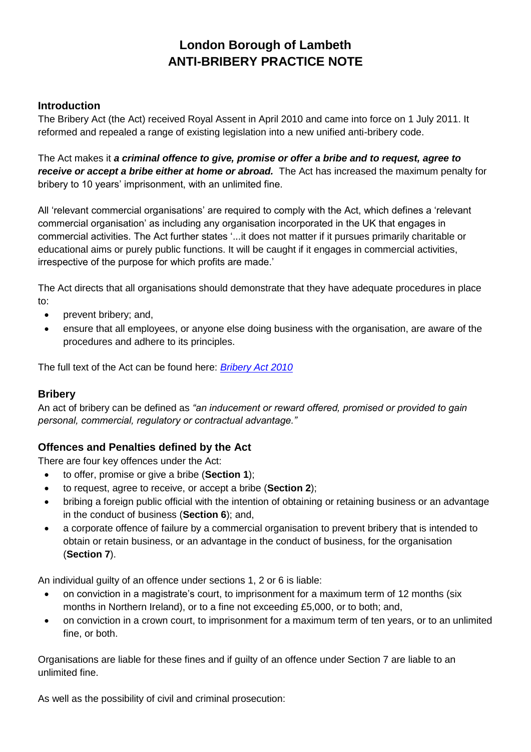# London Borough of Lambeth
# ANTI-BRIBERY PRACTICE NOTE

## Introduction

The Bribery Act (the Act) received Royal Assent in April 2010 and came into force on 1 July 2011. It reformed and repealed a range of existing legislation into a new unified anti-bribery code.

The Act makes it ***a criminal offence to give, promise or offer a bribe and to request, agree to receive or accept a bribe either at home or abroad.*** The Act has increased the maximum penalty for bribery to 10 years' imprisonment, with an unlimited fine.

All 'relevant commercial organisations' are required to comply with the Act, which defines a 'relevant commercial organisation' as including any organisation incorporated in the UK that engages in commercial activities. The Act further states '...it does not matter if it pursues primarily charitable or educational aims or purely public functions. It will be caught if it engages in commercial activities, irrespective of the purpose for which profits are made.'

The Act directs that all organisations should demonstrate that they have adequate procedures in place to:

- prevent bribery; and,
- ensure that all employees, or anyone else doing business with the organisation, are aware of the procedures and adhere to its principles.

The full text of the Act can be found here: *Bribery Act 2010*

## Bribery

An act of bribery can be defined as *"an inducement or reward offered, promised or provided to gain personal, commercial, regulatory or contractual advantage."*

## Offences and Penalties defined by the Act

There are four key offences under the Act:

- to offer, promise or give a bribe (**Section 1**);
- to request, agree to receive, or accept a bribe (**Section 2**);
- bribing a foreign public official with the intention of obtaining or retaining business or an advantage in the conduct of business (**Section 6**); and,
- a corporate offence of failure by a commercial organisation to prevent bribery that is intended to obtain or retain business, or an advantage in the conduct of business, for the organisation (**Section 7**).

An individual guilty of an offence under sections 1, 2 or 6 is liable:

- on conviction in a magistrate's court, to imprisonment for a maximum term of 12 months (six months in Northern Ireland), or to a fine not exceeding £5,000, or to both; and,
- on conviction in a crown court, to imprisonment for a maximum term of ten years, or to an unlimited fine, or both.

Organisations are liable for these fines and if guilty of an offence under Section 7 are liable to an unlimited fine.

As well as the possibility of civil and criminal prosecution: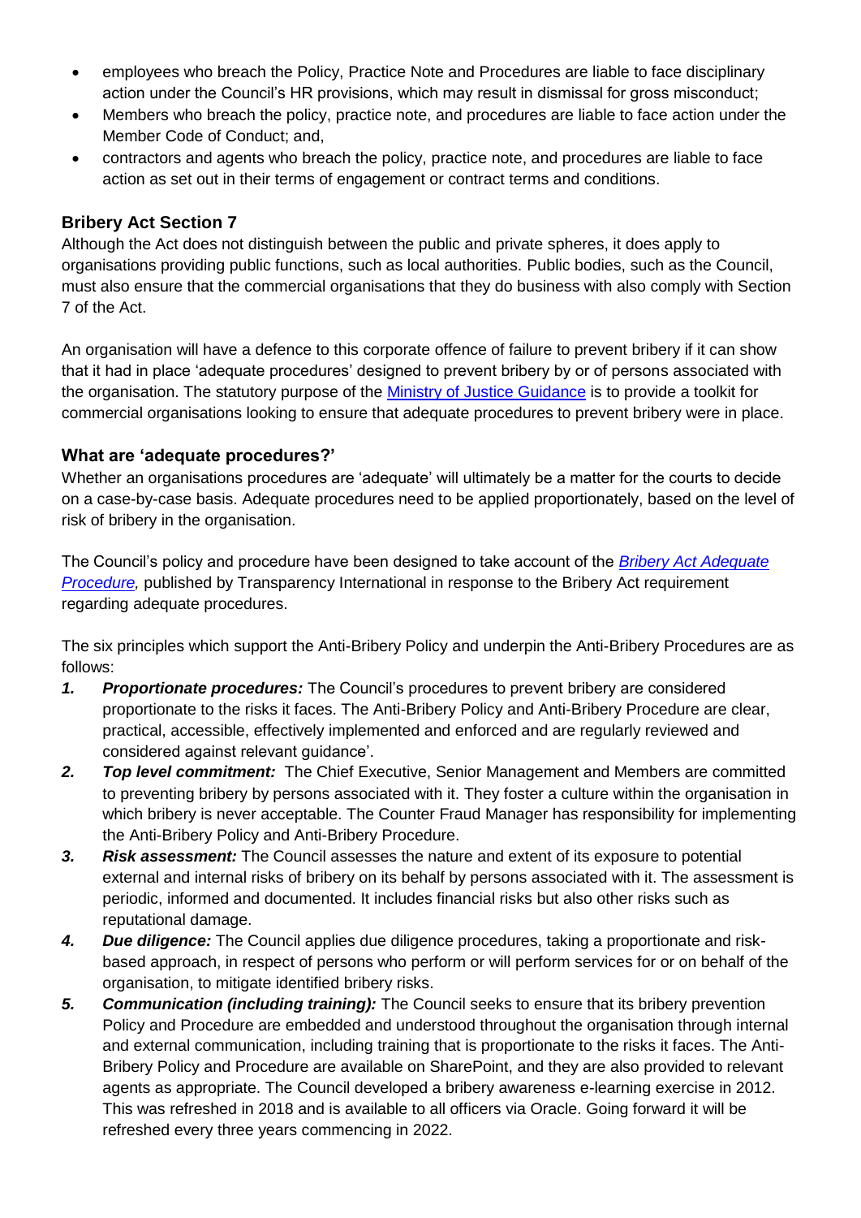- employees who breach the Policy, Practice Note and Procedures are liable to face disciplinary action under the Council's HR provisions, which may result in dismissal for gross misconduct;
- Members who breach the policy, practice note, and procedures are liable to face action under the Member Code of Conduct; and,
- contractors and agents who breach the policy, practice note, and procedures are liable to face action as set out in their terms of engagement or contract terms and conditions.

### Bribery Act Section 7

Although the Act does not distinguish between the public and private spheres, it does apply to organisations providing public functions, such as local authorities. Public bodies, such as the Council, must also ensure that the commercial organisations that they do business with also comply with Section 7 of the Act.

An organisation will have a defence to this corporate offence of failure to prevent bribery if it can show that it had in place 'adequate procedures' designed to prevent bribery by or of persons associated with the organisation. The statutory purpose of the [Ministry of Justice Guidance]() is to provide a toolkit for commercial organisations looking to ensure that adequate procedures to prevent bribery were in place.

### What are 'adequate procedures?'

Whether an organisations procedures are 'adequate' will ultimately be a matter for the courts to decide on a case-by-case basis. Adequate procedures need to be applied proportionately, based on the level of risk of bribery in the organisation.

The Council's policy and procedure have been designed to take account of the [*Bribery Act Adequate Procedure,*]() published by Transparency International in response to the Bribery Act requirement regarding adequate procedures.

The six principles which support the Anti-Bribery Policy and underpin the Anti-Bribery Procedures are as follows:

1. ***Proportionate procedures:*** The Council's procedures to prevent bribery are considered proportionate to the risks it faces. The Anti-Bribery Policy and Anti-Bribery Procedure are clear, practical, accessible, effectively implemented and enforced and are regularly reviewed and considered against relevant guidance'.
2. ***Top level commitment:*** The Chief Executive, Senior Management and Members are committed to preventing bribery by persons associated with it. They foster a culture within the organisation in which bribery is never acceptable. The Counter Fraud Manager has responsibility for implementing the Anti-Bribery Policy and Anti-Bribery Procedure.
3. ***Risk assessment:*** The Council assesses the nature and extent of its exposure to potential external and internal risks of bribery on its behalf by persons associated with it. The assessment is periodic, informed and documented. It includes financial risks but also other risks such as reputational damage.
4. ***Due diligence:*** The Council applies due diligence procedures, taking a proportionate and risk-based approach, in respect of persons who perform or will perform services for or on behalf of the organisation, to mitigate identified bribery risks.
5. ***Communication (including training):*** The Council seeks to ensure that its bribery prevention Policy and Procedure are embedded and understood throughout the organisation through internal and external communication, including training that is proportionate to the risks it faces. The Anti-Bribery Policy and Procedure are available on SharePoint, and they are also provided to relevant agents as appropriate. The Council developed a bribery awareness e-learning exercise in 2012. This was refreshed in 2018 and is available to all officers via Oracle. Going forward it will be refreshed every three years commencing in 2022.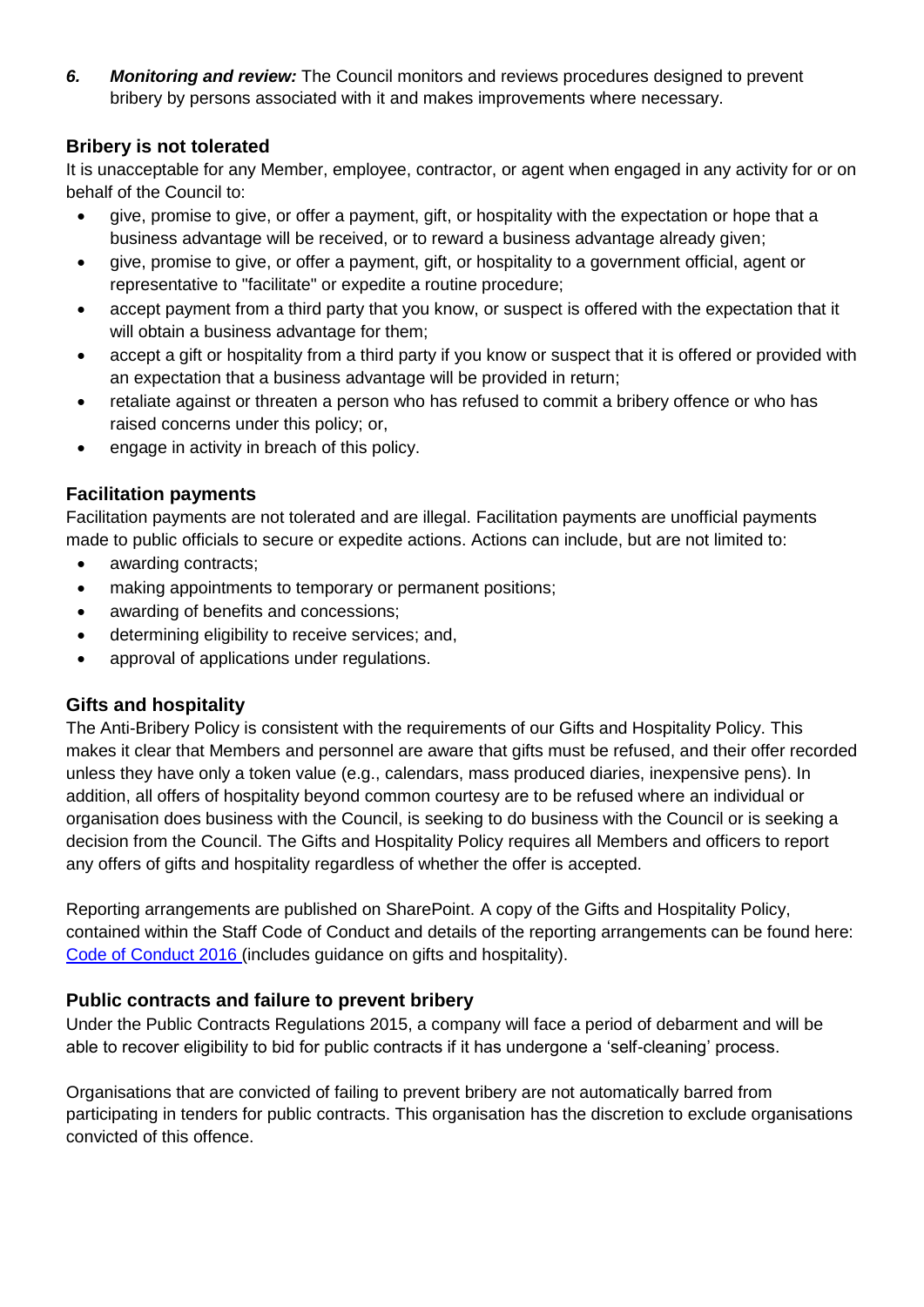6. ***Monitoring and review:*** The Council monitors and reviews procedures designed to prevent bribery by persons associated with it and makes improvements where necessary.

### Bribery is not tolerated

It is unacceptable for any Member, employee, contractor, or agent when engaged in any activity for or on behalf of the Council to:

- give, promise to give, or offer a payment, gift, or hospitality with the expectation or hope that a business advantage will be received, or to reward a business advantage already given;
- give, promise to give, or offer a payment, gift, or hospitality to a government official, agent or representative to "facilitate" or expedite a routine procedure;
- accept payment from a third party that you know, or suspect is offered with the expectation that it will obtain a business advantage for them;
- accept a gift or hospitality from a third party if you know or suspect that it is offered or provided with an expectation that a business advantage will be provided in return;
- retaliate against or threaten a person who has refused to commit a bribery offence or who has raised concerns under this policy; or,
- engage in activity in breach of this policy.

### Facilitation payments

Facilitation payments are not tolerated and are illegal. Facilitation payments are unofficial payments made to public officials to secure or expedite actions. Actions can include, but are not limited to:

- awarding contracts;
- making appointments to temporary or permanent positions;
- awarding of benefits and concessions;
- determining eligibility to receive services; and,
- approval of applications under regulations.

### Gifts and hospitality

The Anti-Bribery Policy is consistent with the requirements of our Gifts and Hospitality Policy. This makes it clear that Members and personnel are aware that gifts must be refused, and their offer recorded unless they have only a token value (e.g., calendars, mass produced diaries, inexpensive pens). In addition, all offers of hospitality beyond common courtesy are to be refused where an individual or organisation does business with the Council, is seeking to do business with the Council or is seeking a decision from the Council. The Gifts and Hospitality Policy requires all Members and officers to report any offers of gifts and hospitality regardless of whether the offer is accepted.

Reporting arrangements are published on SharePoint. A copy of the Gifts and Hospitality Policy, contained within the Staff Code of Conduct and details of the reporting arrangements can be found here: Code of Conduct 2016 (includes guidance on gifts and hospitality).

### Public contracts and failure to prevent bribery

Under the Public Contracts Regulations 2015, a company will face a period of debarment and will be able to recover eligibility to bid for public contracts if it has undergone a 'self-cleaning' process.

Organisations that are convicted of failing to prevent bribery are not automatically barred from participating in tenders for public contracts. This organisation has the discretion to exclude organisations convicted of this offence.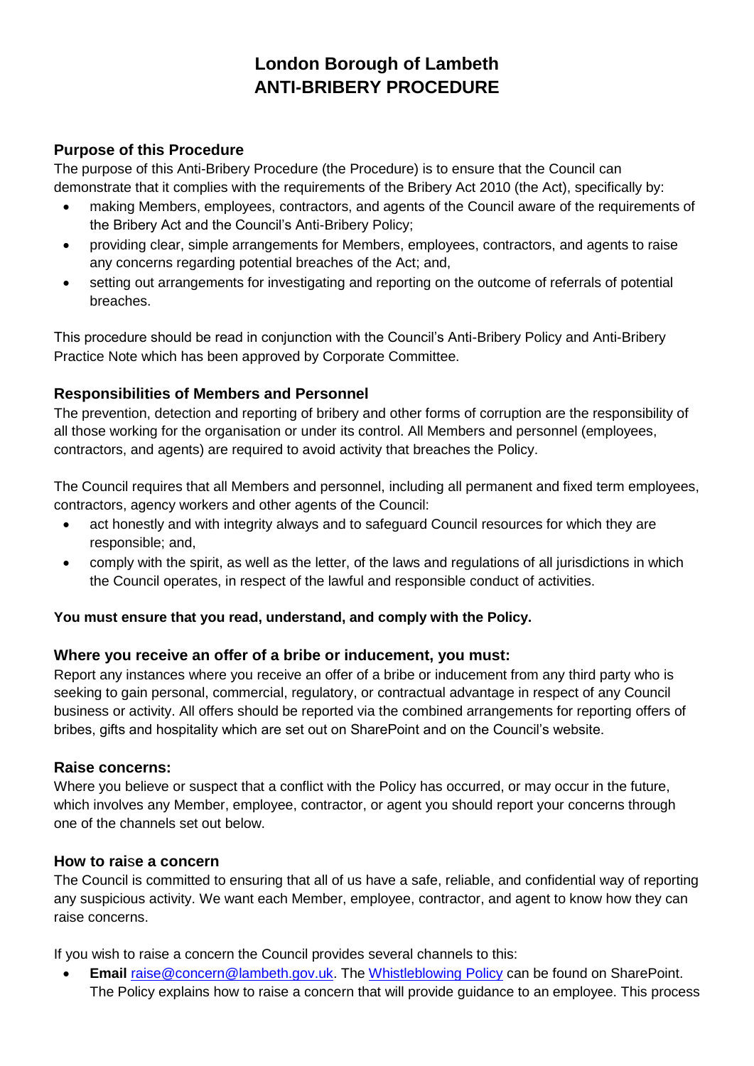# London Borough of Lambeth
# ANTI-BRIBERY PROCEDURE

## Purpose of this Procedure

The purpose of this Anti-Bribery Procedure (the Procedure) is to ensure that the Council can demonstrate that it complies with the requirements of the Bribery Act 2010 (the Act), specifically by:

- making Members, employees, contractors, and agents of the Council aware of the requirements of the Bribery Act and the Council's Anti-Bribery Policy;
- providing clear, simple arrangements for Members, employees, contractors, and agents to raise any concerns regarding potential breaches of the Act; and,
- setting out arrangements for investigating and reporting on the outcome of referrals of potential breaches.

This procedure should be read in conjunction with the Council's Anti-Bribery Policy and Anti-Bribery Practice Note which has been approved by Corporate Committee.

## Responsibilities of Members and Personnel

The prevention, detection and reporting of bribery and other forms of corruption are the responsibility of all those working for the organisation or under its control. All Members and personnel (employees, contractors, and agents) are required to avoid activity that breaches the Policy.

The Council requires that all Members and personnel, including all permanent and fixed term employees, contractors, agency workers and other agents of the Council:

- act honestly and with integrity always and to safeguard Council resources for which they are responsible; and,
- comply with the spirit, as well as the letter, of the laws and regulations of all jurisdictions in which the Council operates, in respect of the lawful and responsible conduct of activities.

**You must ensure that you read, understand, and comply with the Policy.**

## Where you receive an offer of a bribe or inducement, you must:

Report any instances where you receive an offer of a bribe or inducement from any third party who is seeking to gain personal, commercial, regulatory, or contractual advantage in respect of any Council business or activity. All offers should be reported via the combined arrangements for reporting offers of bribes, gifts and hospitality which are set out on SharePoint and on the Council's website.

## Raise concerns:

Where you believe or suspect that a conflict with the Policy has occurred, or may occur in the future, which involves any Member, employee, contractor, or agent you should report your concerns through one of the channels set out below.

## How to raise a concern

The Council is committed to ensuring that all of us have a safe, reliable, and confidential way of reporting any suspicious activity. We want each Member, employee, contractor, and agent to know how they can raise concerns.

If you wish to raise a concern the Council provides several channels to this:

- **Email** raise@concern@lambeth.gov.uk. The Whistleblowing Policy can be found on SharePoint. The Policy explains how to raise a concern that will provide guidance to an employee. This process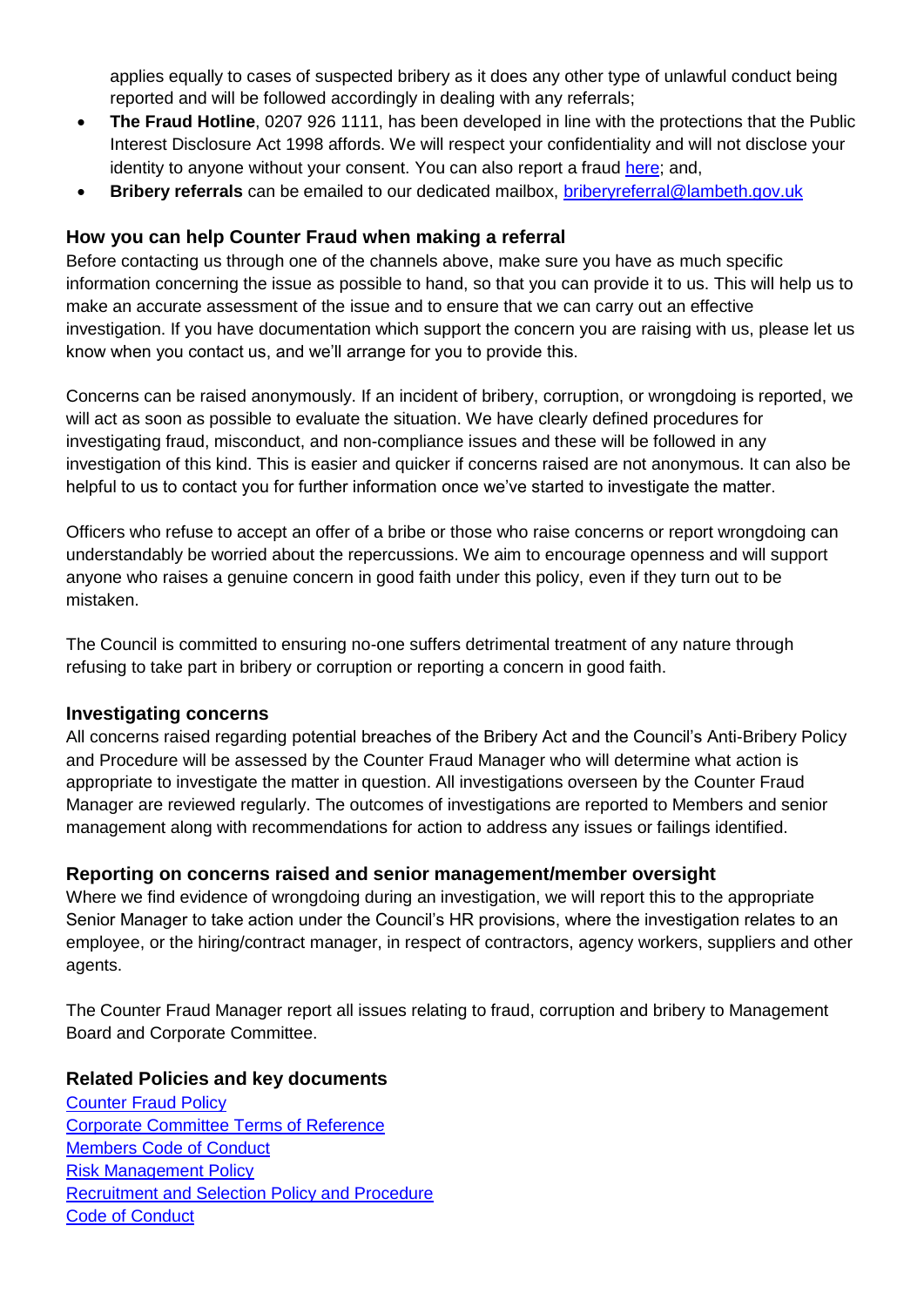applies equally to cases of suspected bribery as it does any other type of unlawful conduct being reported and will be followed accordingly in dealing with any referrals;

- **The Fraud Hotline**, 0207 926 1111, has been developed in line with the protections that the Public Interest Disclosure Act 1998 affords. We will respect your confidentiality and will not disclose your identity to anyone without your consent. You can also report a fraud here; and,
- **Bribery referrals** can be emailed to our dedicated mailbox, briberyreferral@lambeth.gov.uk

### How you can help Counter Fraud when making a referral

Before contacting us through one of the channels above, make sure you have as much specific information concerning the issue as possible to hand, so that you can provide it to us. This will help us to make an accurate assessment of the issue and to ensure that we can carry out an effective investigation. If you have documentation which support the concern you are raising with us, please let us know when you contact us, and we'll arrange for you to provide this.

Concerns can be raised anonymously. If an incident of bribery, corruption, or wrongdoing is reported, we will act as soon as possible to evaluate the situation. We have clearly defined procedures for investigating fraud, misconduct, and non-compliance issues and these will be followed in any investigation of this kind. This is easier and quicker if concerns raised are not anonymous. It can also be helpful to us to contact you for further information once we've started to investigate the matter.

Officers who refuse to accept an offer of a bribe or those who raise concerns or report wrongdoing can understandably be worried about the repercussions. We aim to encourage openness and will support anyone who raises a genuine concern in good faith under this policy, even if they turn out to be mistaken.

The Council is committed to ensuring no-one suffers detrimental treatment of any nature through refusing to take part in bribery or corruption or reporting a concern in good faith.

### Investigating concerns

All concerns raised regarding potential breaches of the Bribery Act and the Council's Anti-Bribery Policy and Procedure will be assessed by the Counter Fraud Manager who will determine what action is appropriate to investigate the matter in question. All investigations overseen by the Counter Fraud Manager are reviewed regularly. The outcomes of investigations are reported to Members and senior management along with recommendations for action to address any issues or failings identified.

### Reporting on concerns raised and senior management/member oversight

Where we find evidence of wrongdoing during an investigation, we will report this to the appropriate Senior Manager to take action under the Council's HR provisions, where the investigation relates to an employee, or the hiring/contract manager, in respect of contractors, agency workers, suppliers and other agents.

The Counter Fraud Manager report all issues relating to fraud, corruption and bribery to Management Board and Corporate Committee.

### Related Policies and key documents

Counter Fraud Policy
Corporate Committee Terms of Reference
Members Code of Conduct
Risk Management Policy
Recruitment and Selection Policy and Procedure
Code of Conduct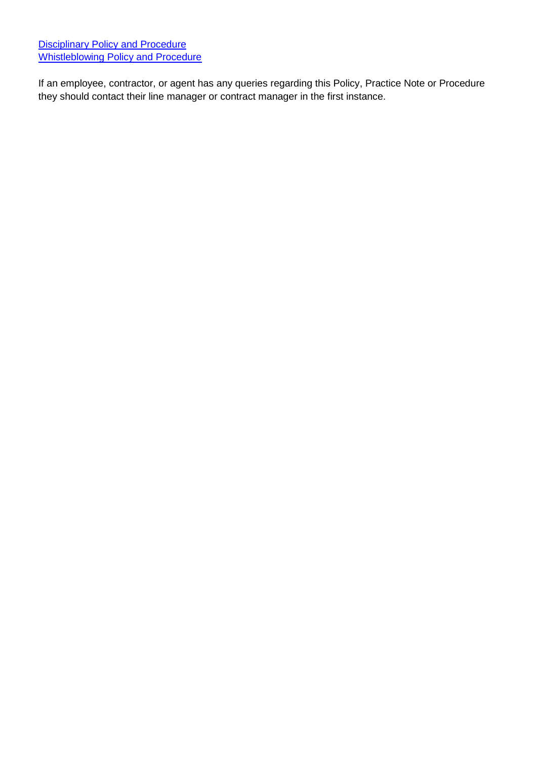[Disciplinary Policy and Procedure]
[Whistleblowing Policy and Procedure]

If an employee, contractor, or agent has any queries regarding this Policy, Practice Note or Procedure they should contact their line manager or contract manager in the first instance.